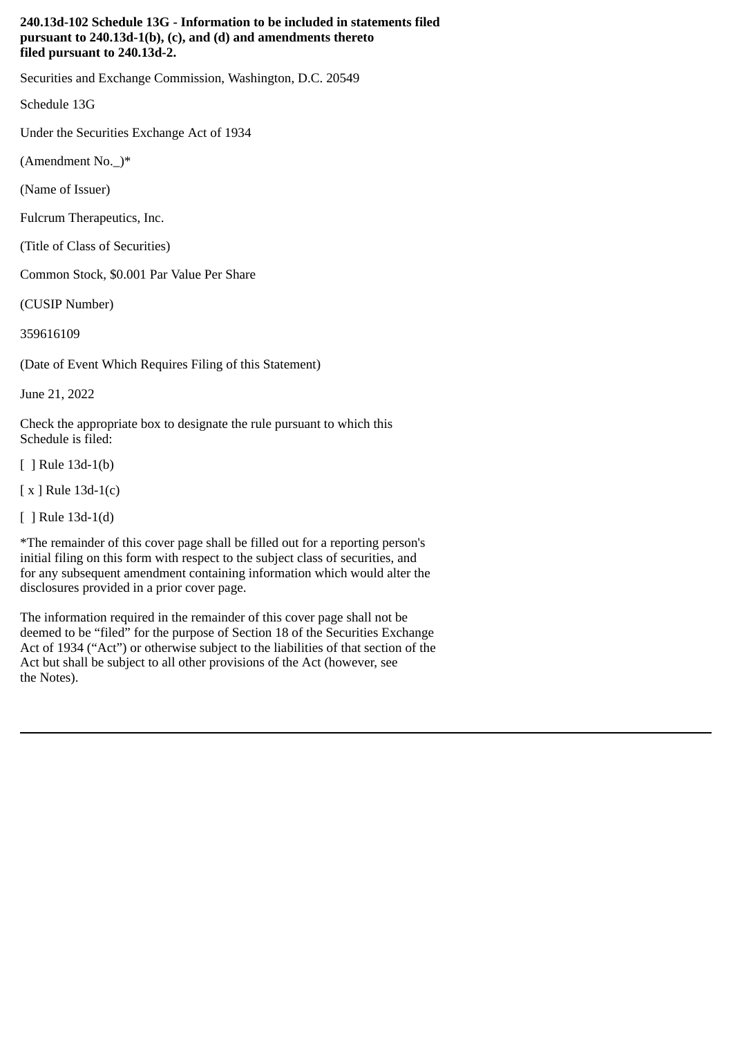**240.13d-102 Schedule 13G - Information to be included in statements filed pursuant to 240.13d-1(b), (c), and (d) and amendments thereto filed pursuant to 240.13d-2.**

Securities and Exchange Commission, Washington, D.C. 20549

Schedule 13G

Under the Securities Exchange Act of 1934

(Amendment No._)*

(Name of Issuer)

Fulcrum Therapeutics, Inc.

(Title of Class of Securities)

Common Stock, $0.001 Par Value Per Share

(CUSIP Number)

359616109

(Date of Event Which Requires Filing of this Statement)

June 21, 2022

Check the appropriate box to designate the rule pursuant to which this Schedule is filed:

[ ] Rule 13d-1(b)

[ x ] Rule 13d-1(c)

[ ] Rule 13d-1(d)

*The remainder of this cover page shall be filled out for a reporting person's initial filing on this form with respect to the subject class of securities, and for any subsequent amendment containing information which would alter the disclosures provided in a prior cover page.

The information required in the remainder of this cover page shall not be deemed to be "filed" for the purpose of Section 18 of the Securities Exchange Act of 1934 ("Act") or otherwise subject to the liabilities of that section of the Act but shall be subject to all other provisions of the Act (however, see the Notes).

---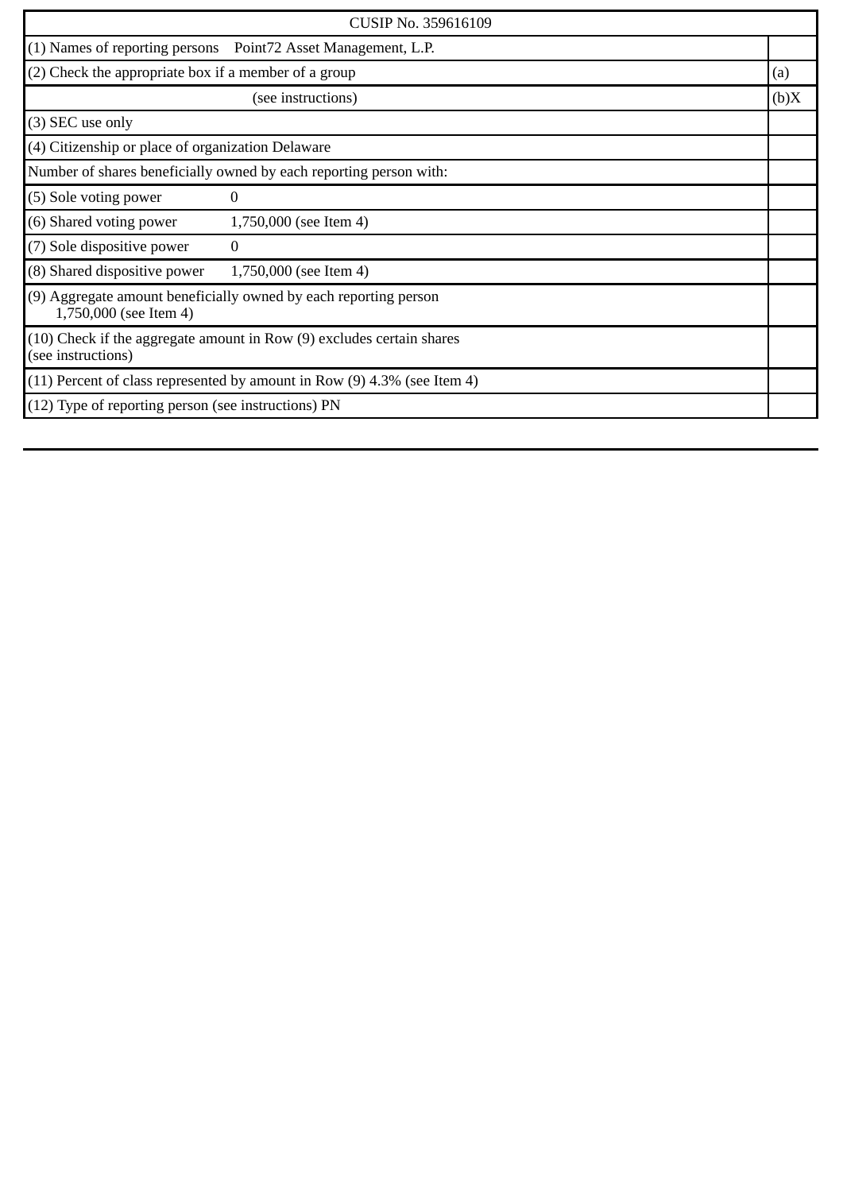| CUSIP No. 359616109 | |
|---|---|
| (1) Names of reporting persons Point72 Asset Management, L.P. | |
| (2) Check the appropriate box if a member of a group | (a) |
| (see instructions) | (b)X |
| (3) SEC use only | |
| (4) Citizenship or place of organization Delaware | |
| Number of shares beneficially owned by each reporting person with: | |
| (5) Sole voting power 0 | |
| (6) Shared voting power 1,750,000 (see Item 4) | |
| (7) Sole dispositive power 0 | |
| (8) Shared dispositive power 1,750,000 (see Item 4) | |
| (9) Aggregate amount beneficially owned by each reporting person 1,750,000 (see Item 4) | |
| (10) Check if the aggregate amount in Row (9) excludes certain shares (see instructions) | |
| (11) Percent of class represented by amount in Row (9) 4.3% (see Item 4) | |
| (12) Type of reporting person (see instructions) PN | |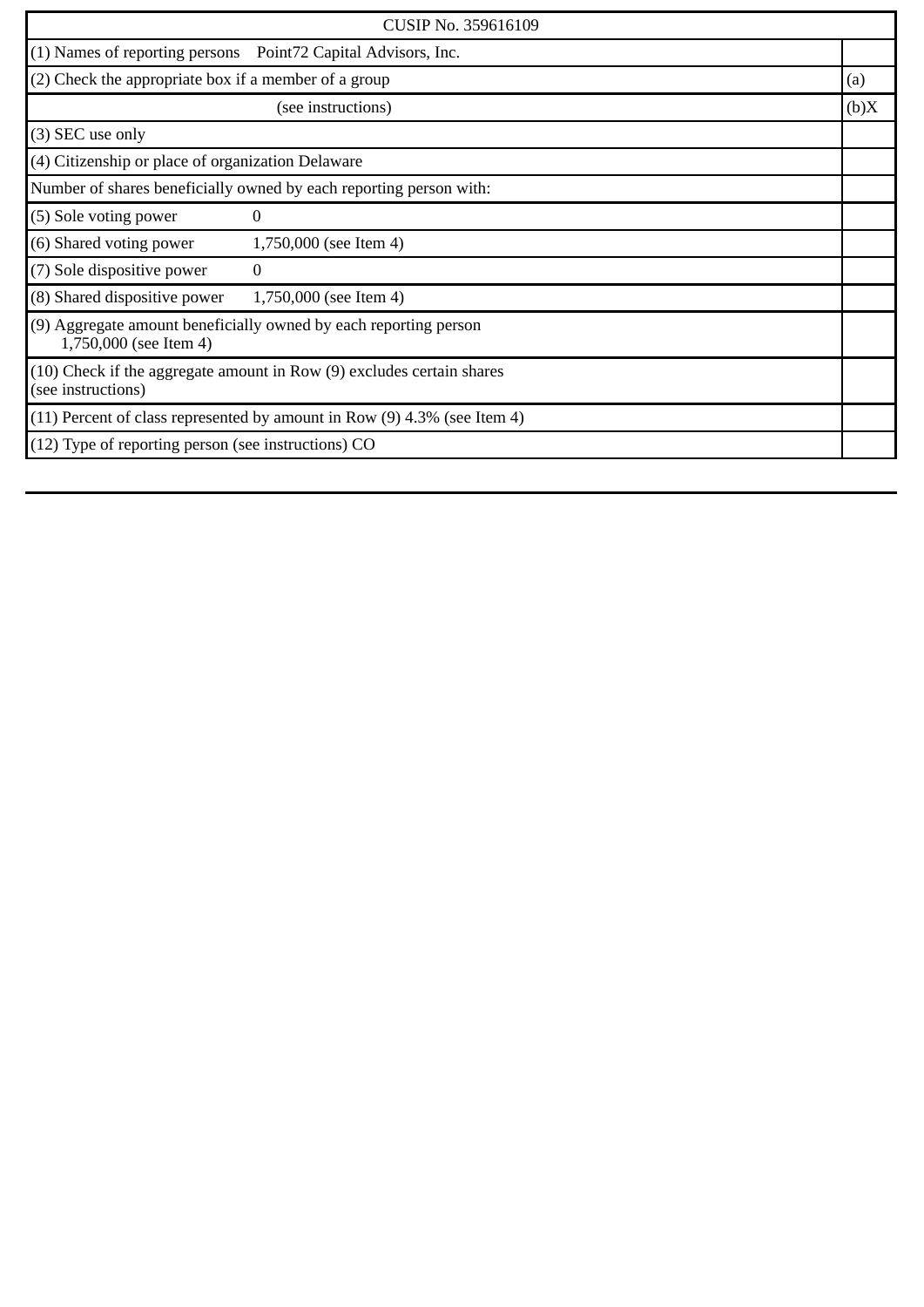| CUSIP No. 359616109 | |
|---|---|
| (1) Names of reporting persons Point72 Capital Advisors, Inc. | |
| (2) Check the appropriate box if a member of a group | (a) |
| (see instructions) | (b)X |
| (3) SEC use only | |
| (4) Citizenship or place of organization Delaware | |
| Number of shares beneficially owned by each reporting person with: | |
| (5) Sole voting power 0 | |
| (6) Shared voting power 1,750,000 (see Item 4) | |
| (7) Sole dispositive power 0 | |
| (8) Shared dispositive power 1,750,000 (see Item 4) | |
| (9) Aggregate amount beneficially owned by each reporting person 1,750,000 (see Item 4) | |
| (10) Check if the aggregate amount in Row (9) excludes certain shares (see instructions) | |
| (11) Percent of class represented by amount in Row (9) 4.3% (see Item 4) | |
| (12) Type of reporting person (see instructions) CO | |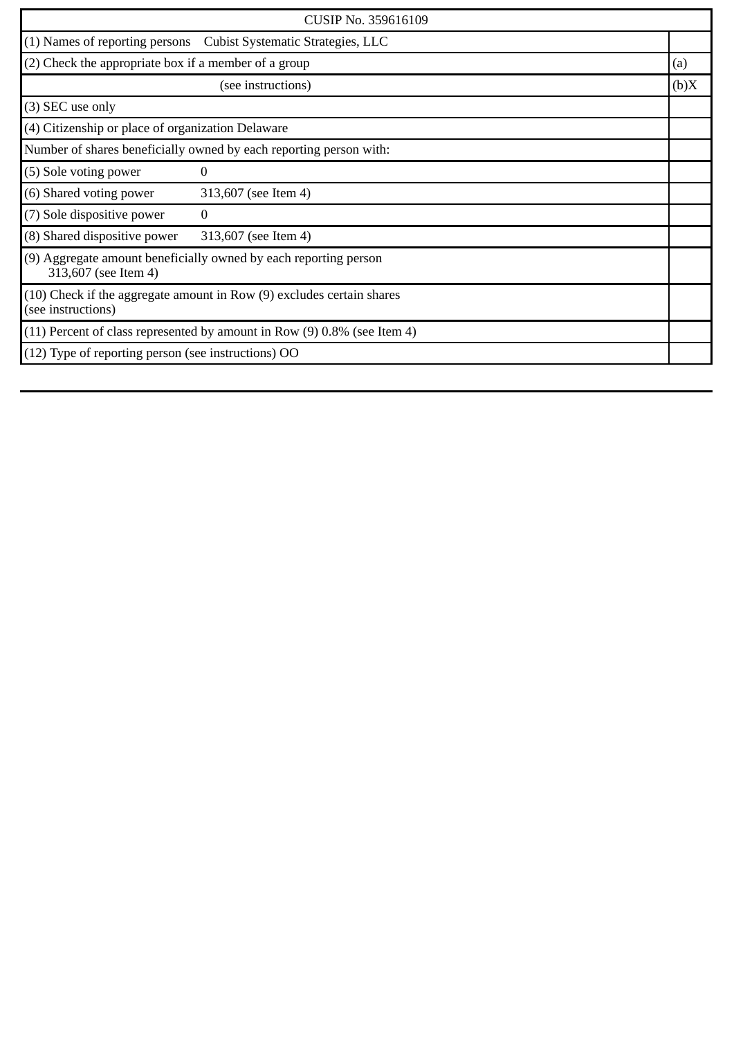| CUSIP No. 359616109 | |
|---|---|
| (1) Names of reporting persons Cubist Systematic Strategies, LLC | |
| (2) Check the appropriate box if a member of a group | (a) |
| (see instructions) | (b)X |
| (3) SEC use only | |
| (4) Citizenship or place of organization Delaware | |
| Number of shares beneficially owned by each reporting person with: | |
| (5) Sole voting power 0 | |
| (6) Shared voting power 313,607 (see Item 4) | |
| (7) Sole dispositive power 0 | |
| (8) Shared dispositive power 313,607 (see Item 4) | |
| (9) Aggregate amount beneficially owned by each reporting person 313,607 (see Item 4) | |
| (10) Check if the aggregate amount in Row (9) excludes certain shares (see instructions) | |
| (11) Percent of class represented by amount in Row (9) 0.8% (see Item 4) | |
| (12) Type of reporting person (see instructions) OO | |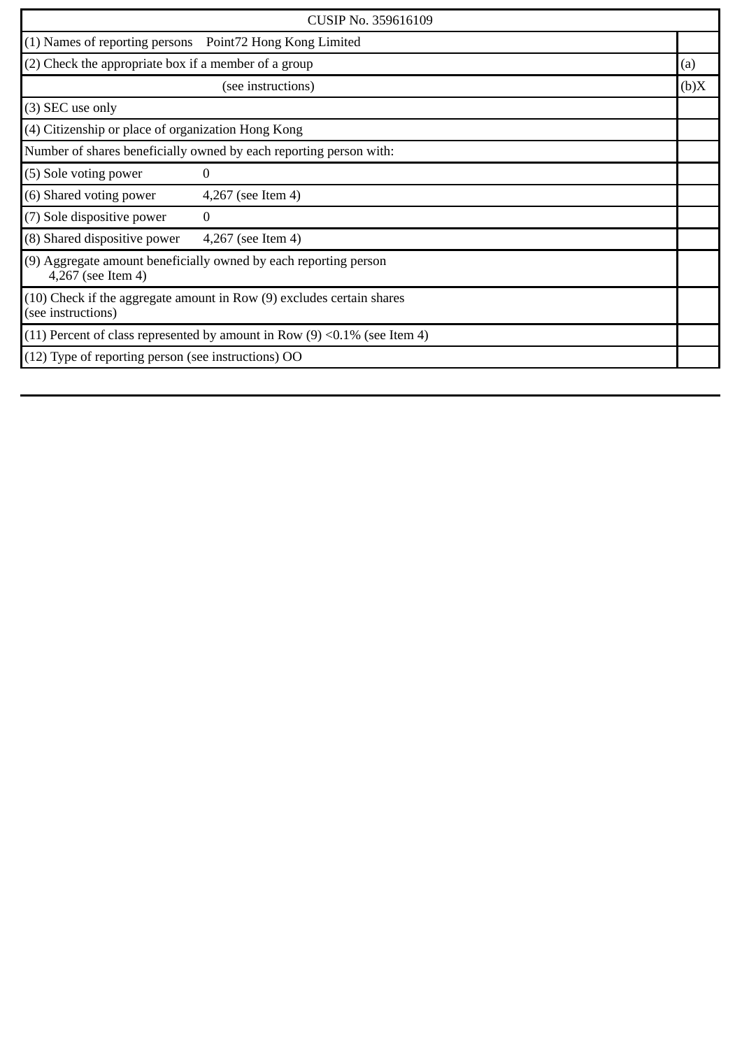| CUSIP No. 359616109 | |
|---|---|
| (1) Names of reporting persons   Point72 Hong Kong Limited | |
| (2) Check the appropriate box if a member of a group | (a) |
| (see instructions) | (b)X |
| (3) SEC use only | |
| (4) Citizenship or place of organization Hong Kong | |
| Number of shares beneficially owned by each reporting person with: | |
| (5) Sole voting power   0 | |
| (6) Shared voting power   4,267 (see Item 4) | |
| (7) Sole dispositive power   0 | |
| (8) Shared dispositive power   4,267 (see Item 4) | |
| (9) Aggregate amount beneficially owned by each reporting person 4,267 (see Item 4) | |
| (10) Check if the aggregate amount in Row (9) excludes certain shares (see instructions) | |
| (11) Percent of class represented by amount in Row (9) <0.1% (see Item 4) | |
| (12) Type of reporting person (see instructions) OO | |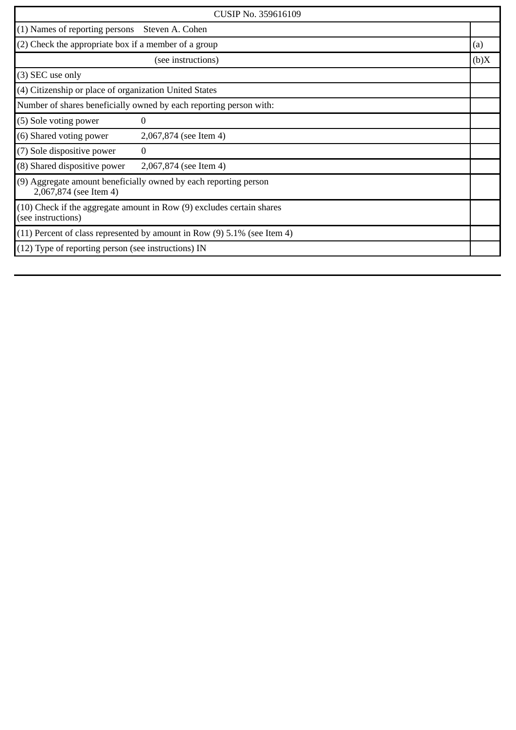| CUSIP No. 359616109 | |
|---|---|
| (1) Names of reporting persons Steven A. Cohen | |
| (2) Check the appropriate box if a member of a group | (a) |
| (see instructions) | (b)X |
| (3) SEC use only | |
| (4) Citizenship or place of organization United States | |
| Number of shares beneficially owned by each reporting person with: | |
| (5) Sole voting power 0 | |
| (6) Shared voting power 2,067,874 (see Item 4) | |
| (7) Sole dispositive power 0 | |
| (8) Shared dispositive power 2,067,874 (see Item 4) | |
| (9) Aggregate amount beneficially owned by each reporting person 2,067,874 (see Item 4) | |
| (10) Check if the aggregate amount in Row (9) excludes certain shares (see instructions) | |
| (11) Percent of class represented by amount in Row (9) 5.1% (see Item 4) | |
| (12) Type of reporting person (see instructions) IN | |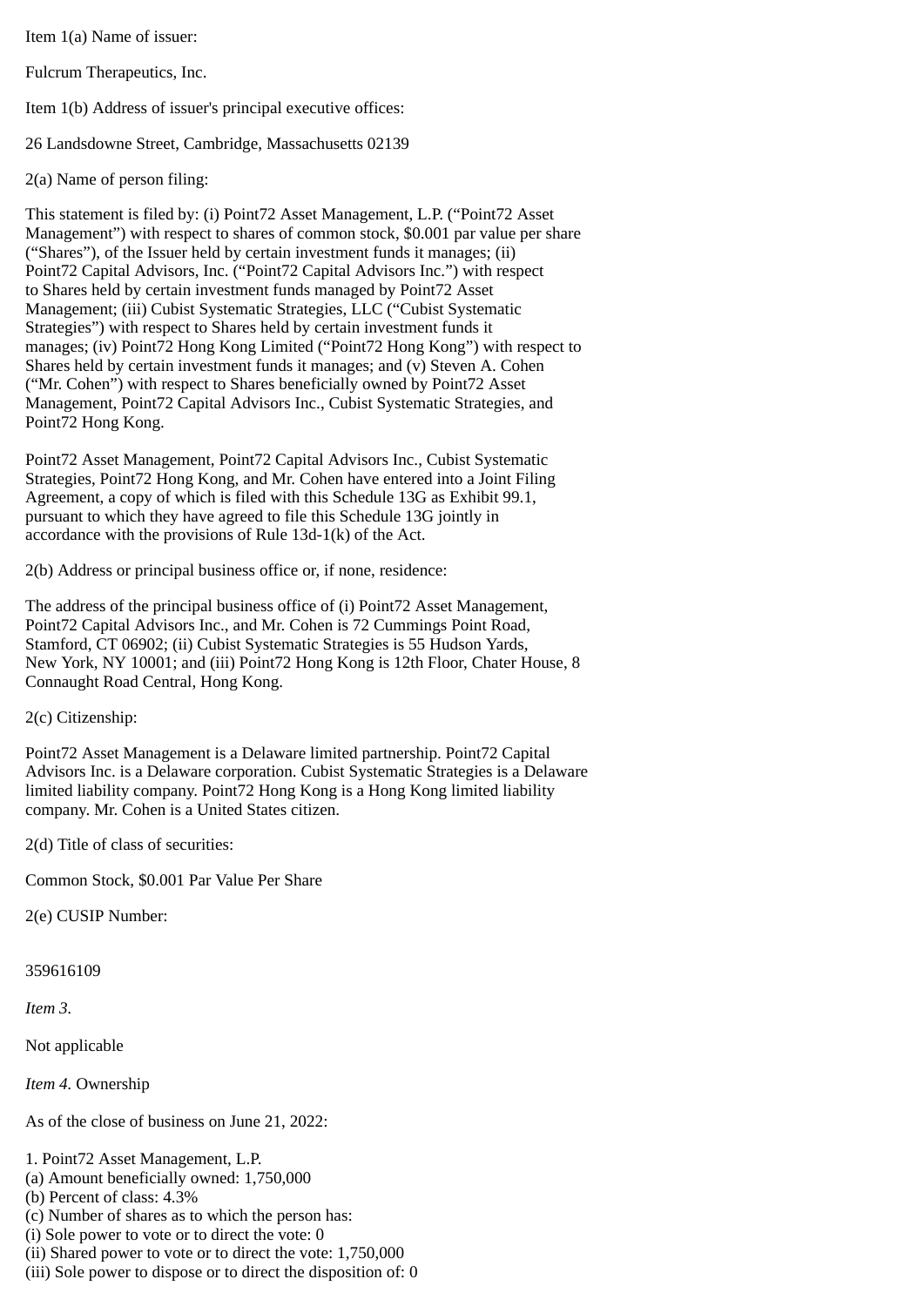Item 1(a) Name of issuer:

Fulcrum Therapeutics, Inc.

Item 1(b) Address of issuer's principal executive offices:

26 Landsdowne Street, Cambridge, Massachusetts 02139

2(a) Name of person filing:

This statement is filed by: (i) Point72 Asset Management, L.P. ("Point72 Asset Management") with respect to shares of common stock, $0.001 par value per share ("Shares"), of the Issuer held by certain investment funds it manages; (ii) Point72 Capital Advisors, Inc. ("Point72 Capital Advisors Inc.") with respect to Shares held by certain investment funds managed by Point72 Asset Management; (iii) Cubist Systematic Strategies, LLC ("Cubist Systematic Strategies") with respect to Shares held by certain investment funds it manages; (iv) Point72 Hong Kong Limited ("Point72 Hong Kong") with respect to Shares held by certain investment funds it manages; and (v) Steven A. Cohen ("Mr. Cohen") with respect to Shares beneficially owned by Point72 Asset Management, Point72 Capital Advisors Inc., Cubist Systematic Strategies, and Point72 Hong Kong.

Point72 Asset Management, Point72 Capital Advisors Inc., Cubist Systematic Strategies, Point72 Hong Kong, and Mr. Cohen have entered into a Joint Filing Agreement, a copy of which is filed with this Schedule 13G as Exhibit 99.1, pursuant to which they have agreed to file this Schedule 13G jointly in accordance with the provisions of Rule 13d-1(k) of the Act.

2(b) Address or principal business office or, if none, residence:

The address of the principal business office of (i) Point72 Asset Management, Point72 Capital Advisors Inc., and Mr. Cohen is 72 Cummings Point Road, Stamford, CT 06902; (ii) Cubist Systematic Strategies is 55 Hudson Yards, New York, NY 10001; and (iii) Point72 Hong Kong is 12th Floor, Chater House, 8 Connaught Road Central, Hong Kong.

2(c) Citizenship:

Point72 Asset Management is a Delaware limited partnership. Point72 Capital Advisors Inc. is a Delaware corporation. Cubist Systematic Strategies is a Delaware limited liability company. Point72 Hong Kong is a Hong Kong limited liability company. Mr. Cohen is a United States citizen.

2(d) Title of class of securities:

Common Stock, $0.001 Par Value Per Share

2(e) CUSIP Number:

359616109

*Item 3.*

Not applicable

*Item 4.* Ownership

As of the close of business on June 21, 2022:

1. Point72 Asset Management, L.P.
(a) Amount beneficially owned: 1,750,000
(b) Percent of class: 4.3%
(c) Number of shares as to which the person has:
(i) Sole power to vote or to direct the vote: 0
(ii) Shared power to vote or to direct the vote: 1,750,000
(iii) Sole power to dispose or to direct the disposition of: 0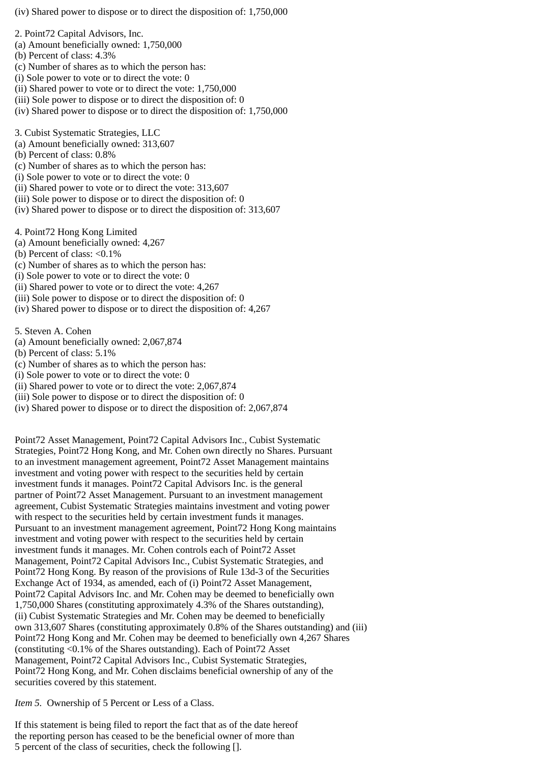(iv) Shared power to dispose or to direct the disposition of: 1,750,000

2. Point72 Capital Advisors, Inc.
(a) Amount beneficially owned: 1,750,000
(b) Percent of class: 4.3%
(c) Number of shares as to which the person has:
(i) Sole power to vote or to direct the vote: 0
(ii) Shared power to vote or to direct the vote: 1,750,000
(iii) Sole power to dispose or to direct the disposition of: 0
(iv) Shared power to dispose or to direct the disposition of: 1,750,000

3. Cubist Systematic Strategies, LLC
(a) Amount beneficially owned: 313,607
(b) Percent of class: 0.8%
(c) Number of shares as to which the person has:
(i) Sole power to vote or to direct the vote: 0
(ii) Shared power to vote or to direct the vote: 313,607
(iii) Sole power to dispose or to direct the disposition of: 0
(iv) Shared power to dispose or to direct the disposition of: 313,607

4. Point72 Hong Kong Limited
(a) Amount beneficially owned: 4,267
(b) Percent of class: <0.1%
(c) Number of shares as to which the person has:
(i) Sole power to vote or to direct the vote: 0
(ii) Shared power to vote or to direct the vote: 4,267
(iii) Sole power to dispose or to direct the disposition of: 0
(iv) Shared power to dispose or to direct the disposition of: 4,267

5. Steven A. Cohen
(a) Amount beneficially owned: 2,067,874
(b) Percent of class: 5.1%
(c) Number of shares as to which the person has:
(i) Sole power to vote or to direct the vote: 0
(ii) Shared power to vote or to direct the vote: 2,067,874
(iii) Sole power to dispose or to direct the disposition of: 0
(iv) Shared power to dispose or to direct the disposition of: 2,067,874

Point72 Asset Management, Point72 Capital Advisors Inc., Cubist Systematic Strategies, Point72 Hong Kong, and Mr. Cohen own directly no Shares. Pursuant to an investment management agreement, Point72 Asset Management maintains investment and voting power with respect to the securities held by certain investment funds it manages. Point72 Capital Advisors Inc. is the general partner of Point72 Asset Management. Pursuant to an investment management agreement, Cubist Systematic Strategies maintains investment and voting power with respect to the securities held by certain investment funds it manages. Pursuant to an investment management agreement, Point72 Hong Kong maintains investment and voting power with respect to the securities held by certain investment funds it manages. Mr. Cohen controls each of Point72 Asset Management, Point72 Capital Advisors Inc., Cubist Systematic Strategies, and Point72 Hong Kong. By reason of the provisions of Rule 13d-3 of the Securities Exchange Act of 1934, as amended, each of (i) Point72 Asset Management, Point72 Capital Advisors Inc. and Mr. Cohen may be deemed to beneficially own 1,750,000 Shares (constituting approximately 4.3% of the Shares outstanding), (ii) Cubist Systematic Strategies and Mr. Cohen may be deemed to beneficially own 313,607 Shares (constituting approximately 0.8% of the Shares outstanding) and (iii) Point72 Hong Kong and Mr. Cohen may be deemed to beneficially own 4,267 Shares (constituting <0.1% of the Shares outstanding). Each of Point72 Asset Management, Point72 Capital Advisors Inc., Cubist Systematic Strategies, Point72 Hong Kong, and Mr. Cohen disclaims beneficial ownership of any of the securities covered by this statement.

*Item 5.* Ownership of 5 Percent or Less of a Class.

If this statement is being filed to report the fact that as of the date hereof the reporting person has ceased to be the beneficial owner of more than 5 percent of the class of securities, check the following [].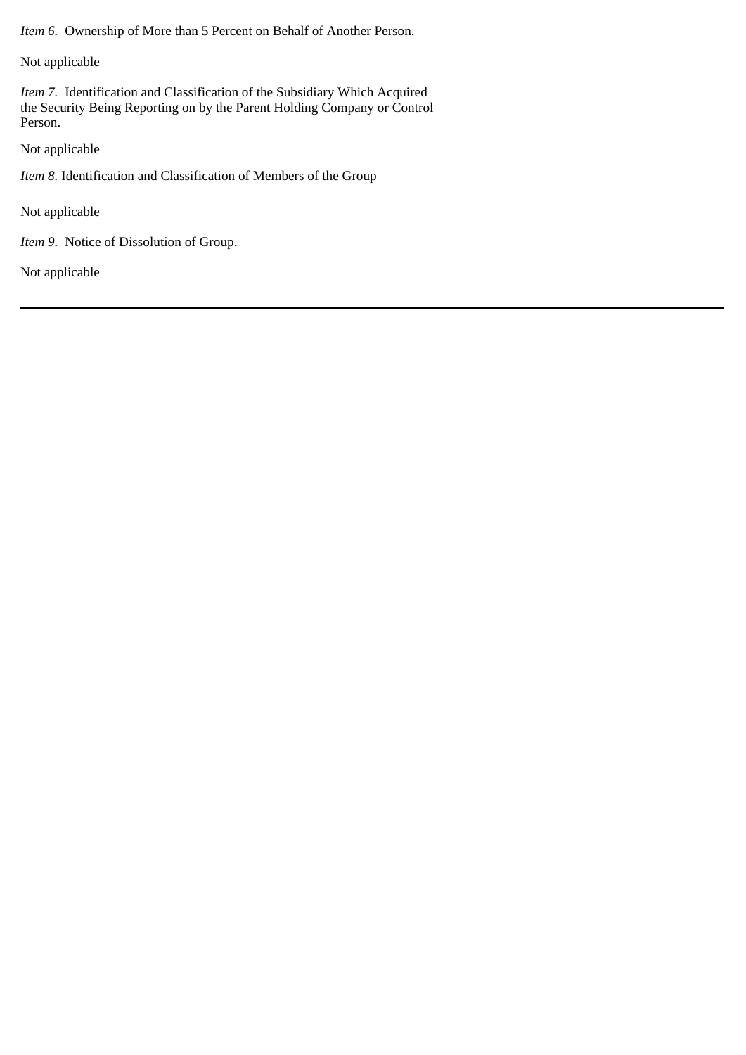*Item 6.* Ownership of More than 5 Percent on Behalf of Another Person.

Not applicable

*Item 7.* Identification and Classification of the Subsidiary Which Acquired the Security Being Reporting on by the Parent Holding Company or Control Person.

Not applicable

*Item 8.* Identification and Classification of Members of the Group

Not applicable

*Item 9.* Notice of Dissolution of Group.

Not applicable

---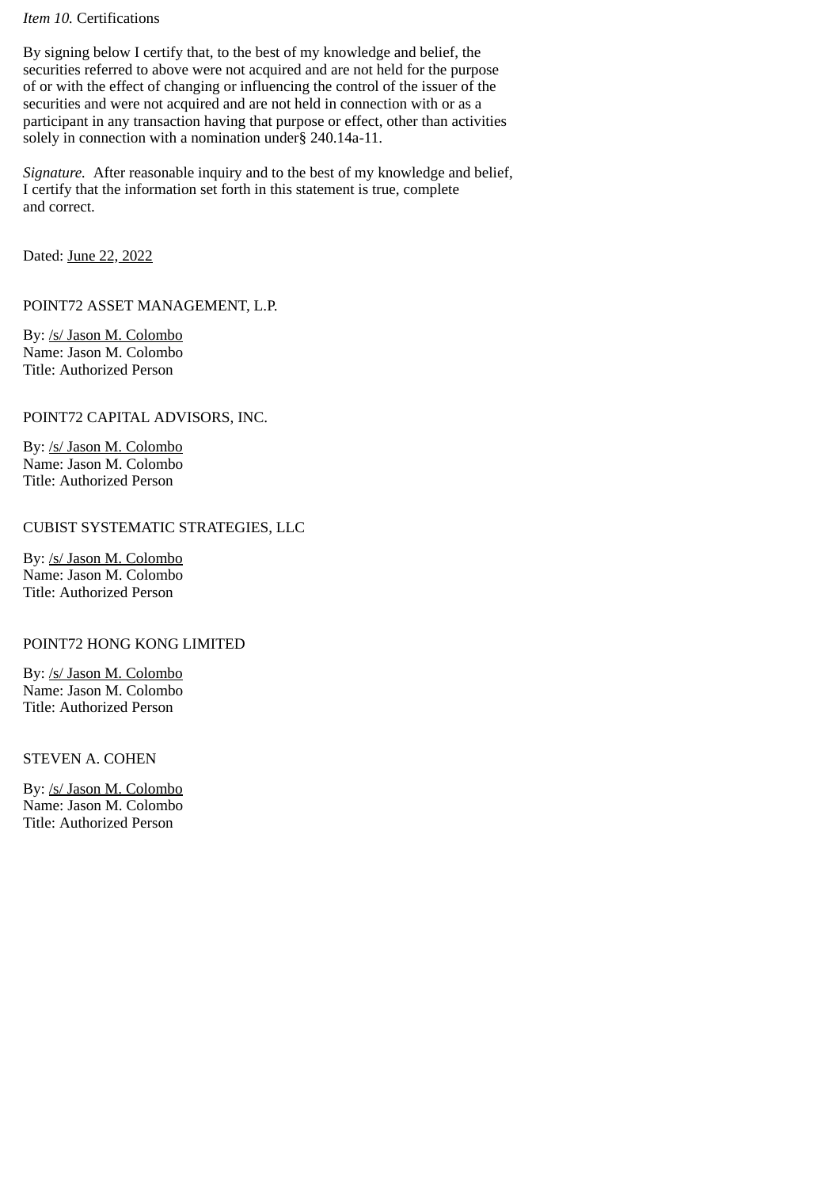*Item 10.* Certifications

By signing below I certify that, to the best of my knowledge and belief, the securities referred to above were not acquired and are not held for the purpose of or with the effect of changing or influencing the control of the issuer of the securities and were not acquired and are not held in connection with or as a participant in any transaction having that purpose or effect, other than activities solely in connection with a nomination under§ 240.14a-11.

*Signature.* After reasonable inquiry and to the best of my knowledge and belief, I certify that the information set forth in this statement is true, complete and correct.

Dated: June 22, 2022

POINT72 ASSET MANAGEMENT, L.P.

By: /s/ Jason M. Colombo
Name: Jason M. Colombo
Title: Authorized Person

POINT72 CAPITAL ADVISORS, INC.

By: /s/ Jason M. Colombo
Name: Jason M. Colombo
Title: Authorized Person

CUBIST SYSTEMATIC STRATEGIES, LLC

By: /s/ Jason M. Colombo
Name: Jason M. Colombo
Title: Authorized Person

POINT72 HONG KONG LIMITED

By: /s/ Jason M. Colombo
Name: Jason M. Colombo
Title: Authorized Person

STEVEN A. COHEN

By: /s/ Jason M. Colombo
Name: Jason M. Colombo
Title: Authorized Person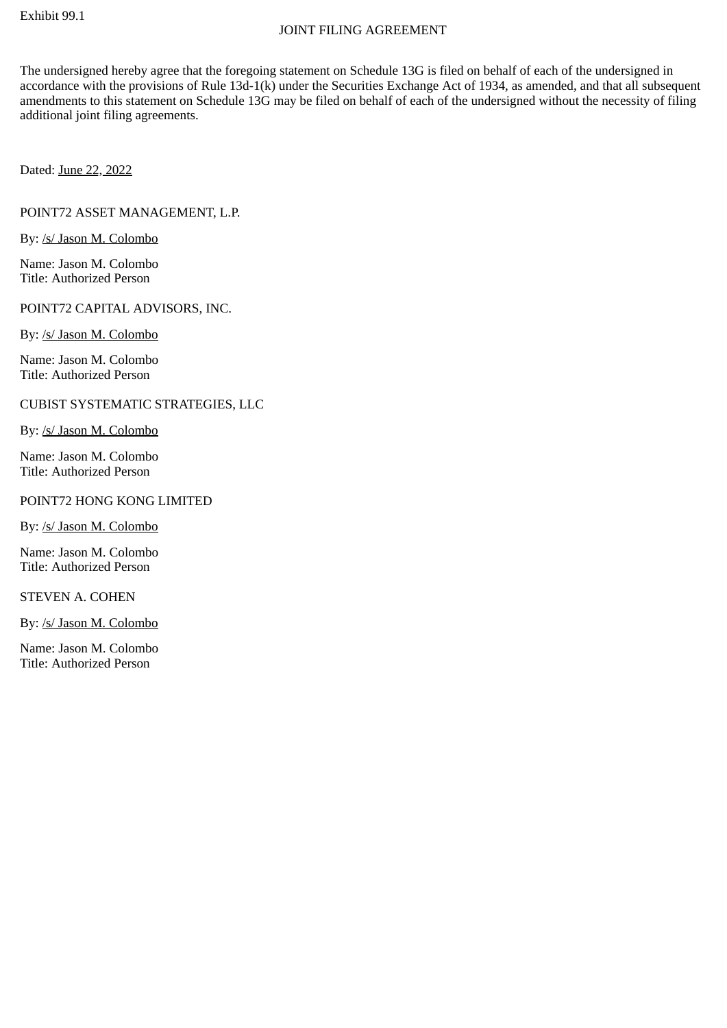Exhibit 99.1

# JOINT FILING AGREEMENT

The undersigned hereby agree that the foregoing statement on Schedule 13G is filed on behalf of each of the undersigned in accordance with the provisions of Rule 13d-1(k) under the Securities Exchange Act of 1934, as amended, and that all subsequent amendments to this statement on Schedule 13G may be filed on behalf of each of the undersigned without the necessity of filing additional joint filing agreements.

Dated: June 22, 2022

POINT72 ASSET MANAGEMENT, L.P.

By: /s/ Jason M. Colombo

Name: Jason M. Colombo
Title: Authorized Person

POINT72 CAPITAL ADVISORS, INC.

By: /s/ Jason M. Colombo

Name: Jason M. Colombo
Title: Authorized Person

CUBIST SYSTEMATIC STRATEGIES, LLC

By: /s/ Jason M. Colombo

Name: Jason M. Colombo
Title: Authorized Person

POINT72 HONG KONG LIMITED

By: /s/ Jason M. Colombo

Name: Jason M. Colombo
Title: Authorized Person

STEVEN A. COHEN

By: /s/ Jason M. Colombo

Name: Jason M. Colombo
Title: Authorized Person